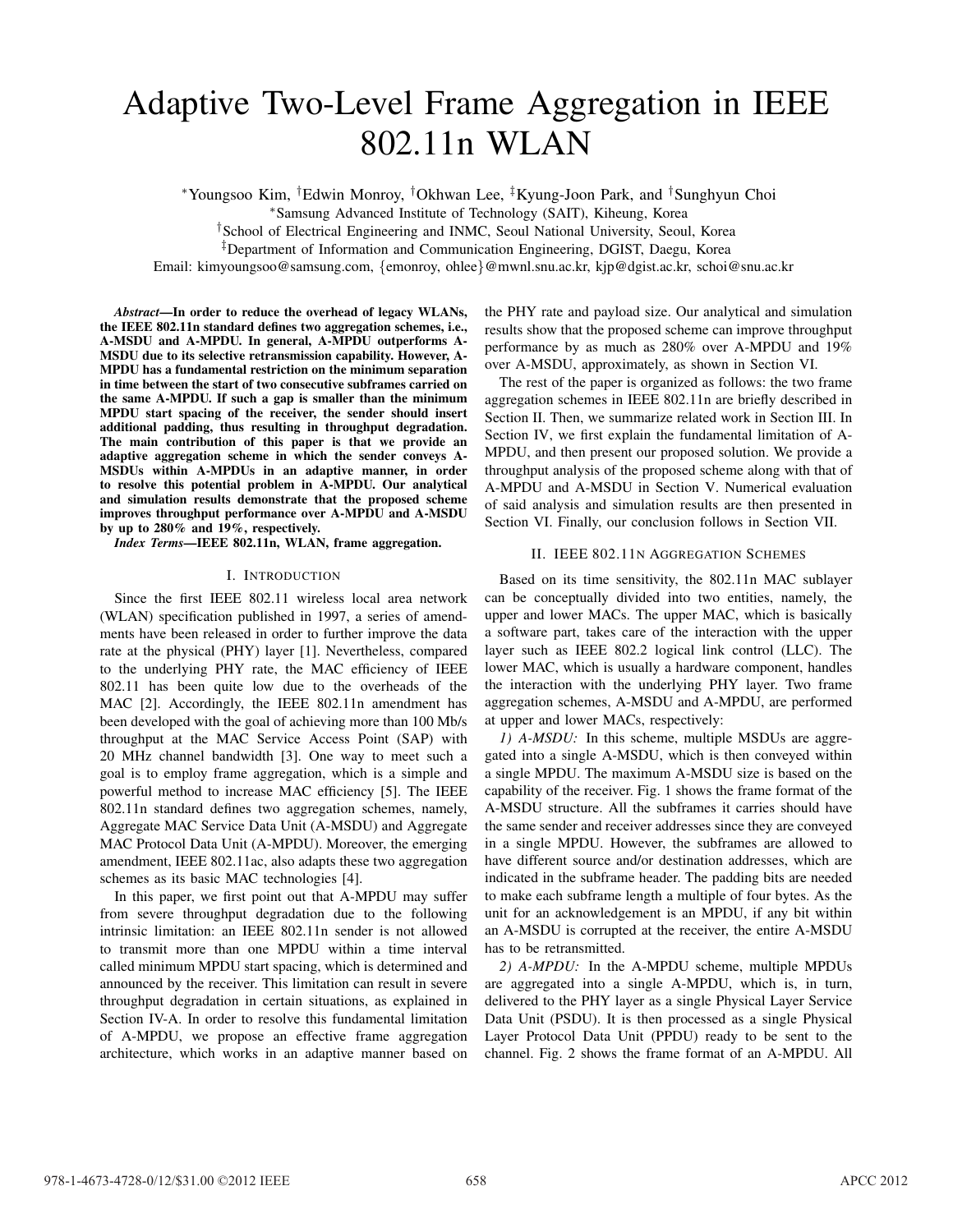# Adaptive Two-Level Frame Aggregation in IEEE 802.11n WLAN

*Youngsoo Kim, †Edwin Monroy, †Okhwan Lee, ‡Kyung-Joon Park, and †Sunghyun Choi

*Samsung Advanced Institute of Technology (SAIT), Kiheung, Korea

†School of Electrical Engineering and INMC, Seoul National University, Seoul, Korea

‡Department of Information and Communication Engineering, DGIST, Daegu, Korea

Email: kimyoungsoo@samsung.com, {emonroy, ohlee}@mwnl.snu.ac.kr, kjp@dgist.ac.kr, schoi@snu.ac.kr

***Abstract*—In order to reduce the overhead of legacy WLANs, the IEEE 802.11n standard defines two aggregation schemes, i.e., A-MSDU and A-MPDU. In general, A-MPDU outperforms A-MSDU due to its selective retransmission capability. However, A-MPDU has a fundamental restriction on the minimum separation in time between the start of two consecutive subframes carried on the same A-MPDU. If such a gap is smaller than the minimum MPDU start spacing of the receiver, the sender should insert additional padding, thus resulting in throughput degradation. The main contribution of this paper is that we provide an adaptive aggregation scheme in which the sender conveys A-MSDUs within A-MPDUs in an adaptive manner, in order to resolve this potential problem in A-MPDU. Our analytical and simulation results demonstrate that the proposed scheme improves throughput performance over A-MPDU and A-MSDU by up to 280% and 19%, respectively.**

***Index Terms*—IEEE 802.11n, WLAN, frame aggregation.**

## I. Introduction

Since the first IEEE 802.11 wireless local area network (WLAN) specification published in 1997, a series of amendments have been released in order to further improve the data rate at the physical (PHY) layer [1]. Nevertheless, compared to the underlying PHY rate, the MAC efficiency of IEEE 802.11 has been quite low due to the overheads of the MAC [2]. Accordingly, the IEEE 802.11n amendment has been developed with the goal of achieving more than 100 Mb/s throughput at the MAC Service Access Point (SAP) with 20 MHz channel bandwidth [3]. One way to meet such a goal is to employ frame aggregation, which is a simple and powerful method to increase MAC efficiency [5]. The IEEE 802.11n standard defines two aggregation schemes, namely, Aggregate MAC Service Data Unit (A-MSDU) and Aggregate MAC Protocol Data Unit (A-MPDU). Moreover, the emerging amendment, IEEE 802.11ac, also adapts these two aggregation schemes as its basic MAC technologies [4].

In this paper, we first point out that A-MPDU may suffer from severe throughput degradation due to the following intrinsic limitation: an IEEE 802.11n sender is not allowed to transmit more than one MPDU within a time interval called minimum MPDU start spacing, which is determined and announced by the receiver. This limitation can result in severe throughput degradation in certain situations, as explained in Section IV-A. In order to resolve this fundamental limitation of A-MPDU, we propose an effective frame aggregation architecture, which works in an adaptive manner based on the PHY rate and payload size. Our analytical and simulation results show that the proposed scheme can improve throughput performance by as much as 280% over A-MPDU and 19% over A-MSDU, approximately, as shown in Section VI.

The rest of the paper is organized as follows: the two frame aggregation schemes in IEEE 802.11n are briefly described in Section II. Then, we summarize related work in Section III. In Section IV, we first explain the fundamental limitation of A-MPDU, and then present our proposed solution. We provide a throughput analysis of the proposed scheme along with that of A-MPDU and A-MSDU in Section V. Numerical evaluation of said analysis and simulation results are then presented in Section VI. Finally, our conclusion follows in Section VII.

## II. IEEE 802.11n Aggregation Schemes

Based on its time sensitivity, the 802.11n MAC sublayer can be conceptually divided into two entities, namely, the upper and lower MACs. The upper MAC, which is basically a software part, takes care of the interaction with the upper layer such as IEEE 802.2 logical link control (LLC). The lower MAC, which is usually a hardware component, handles the interaction with the underlying PHY layer. Two frame aggregation schemes, A-MSDU and A-MPDU, are performed at upper and lower MACs, respectively:

*1) A-MSDU:* In this scheme, multiple MSDUs are aggregated into a single A-MSDU, which is then conveyed within a single MPDU. The maximum A-MSDU size is based on the capability of the receiver. Fig. 1 shows the frame format of the A-MSDU structure. All the subframes it carries should have the same sender and receiver addresses since they are conveyed in a single MPDU. However, the subframes are allowed to have different source and/or destination addresses, which are indicated in the subframe header. The padding bits are needed to make each subframe length a multiple of four bytes. As the unit for an acknowledgement is an MPDU, if any bit within an A-MSDU is corrupted at the receiver, the entire A-MSDU has to be retransmitted.

*2) A-MPDU:* In the A-MPDU scheme, multiple MPDUs are aggregated into a single A-MPDU, which is, in turn, delivered to the PHY layer as a single Physical Layer Service Data Unit (PSDU). It is then processed as a single Physical Layer Protocol Data Unit (PPDU) ready to be sent to the channel. Fig. 2 shows the frame format of an A-MPDU. All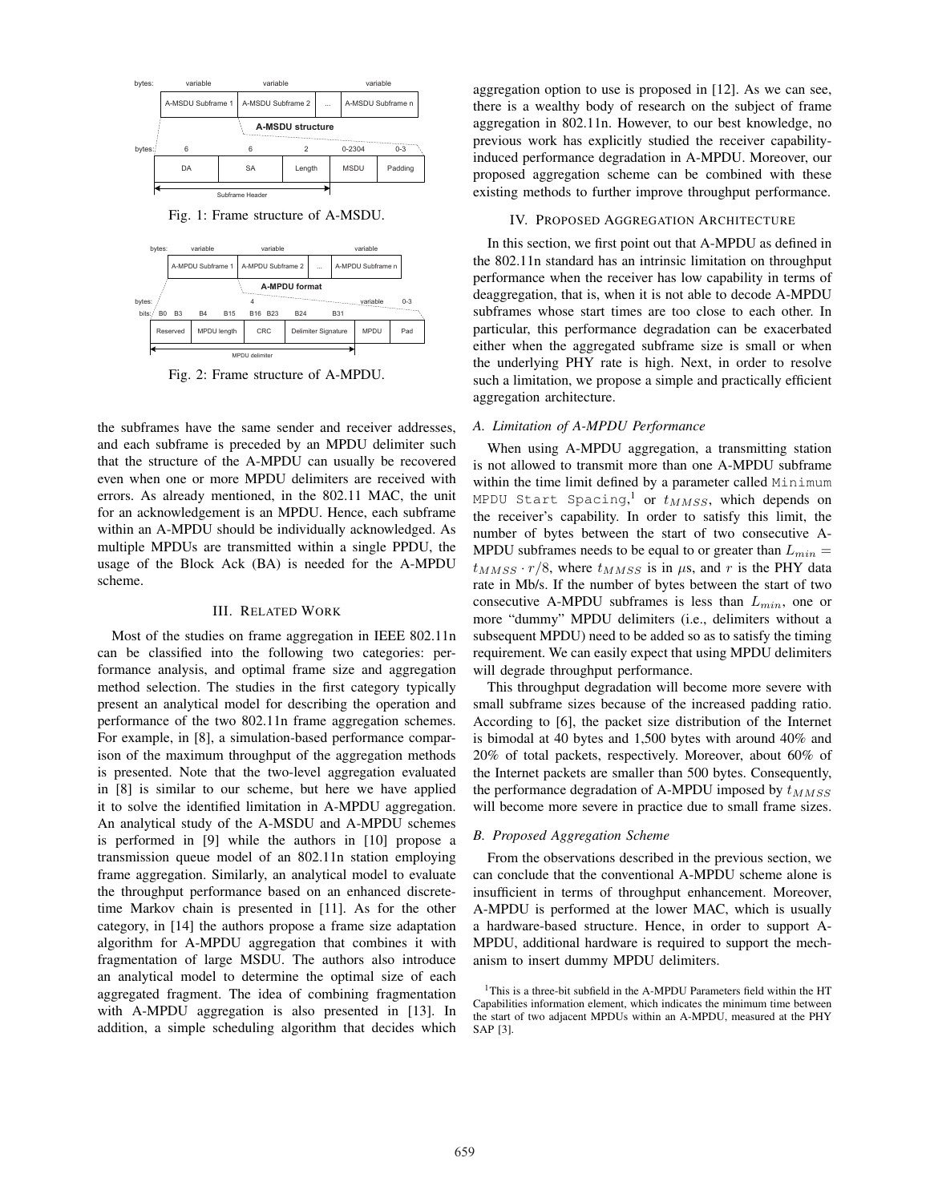Fig. 1: Frame structure of A-MSDU.

Fig. 2: Frame structure of A-MPDU.

the subframes have the same sender and receiver addresses, and each subframe is preceded by an MPDU delimiter such that the structure of the A-MPDU can usually be recovered even when one or more MPDU delimiters are received with errors. As already mentioned, in the 802.11 MAC, the unit for an acknowledgement is an MPDU. Hence, each subframe within an A-MPDU should be individually acknowledged. As multiple MPDUs are transmitted within a single PPDU, the usage of the Block Ack (BA) is needed for the A-MPDU scheme.

## III. Related Work

Most of the studies on frame aggregation in IEEE 802.11n can be classified into the following two categories: performance analysis, and optimal frame size and aggregation method selection. The studies in the first category typically present an analytical model for describing the operation and performance of the two 802.11n frame aggregation schemes. For example, in [8], a simulation-based performance comparison of the maximum throughput of the aggregation methods is presented. Note that the two-level aggregation evaluated in [8] is similar to our scheme, but here we have applied it to solve the identified limitation in A-MPDU aggregation. An analytical study of the A-MSDU and A-MPDU schemes is performed in [9] while the authors in [10] propose a transmission queue model of an 802.11n station employing frame aggregation. Similarly, an analytical model to evaluate the throughput performance based on an enhanced discrete-time Markov chain is presented in [11]. As for the other category, in [14] the authors propose a frame size adaptation algorithm for A-MPDU aggregation that combines it with fragmentation of large MSDU. The authors also introduce an analytical model to determine the optimal size of each aggregated fragment. The idea of combining fragmentation with A-MPDU aggregation is also presented in [13]. In addition, a simple scheduling algorithm that decides which aggregation option to use is proposed in [12]. As we can see, there is a wealthy body of research on the subject of frame aggregation in 802.11n. However, to our best knowledge, no previous work has explicitly studied the receiver capability-induced performance degradation in A-MPDU. Moreover, our proposed aggregation scheme can be combined with these existing methods to further improve throughput performance.

## IV. Proposed Aggregation Architecture

In this section, we first point out that A-MPDU as defined in the 802.11n standard has an intrinsic limitation on throughput performance when the receiver has low capability in terms of deaggregation, that is, when it is not able to decode A-MPDU subframes whose start times are too close to each other. In particular, this performance degradation can be exacerbated either when the aggregated subframe size is small or when the underlying PHY rate is high. Next, in order to resolve such a limitation, we propose a simple and practically efficient aggregation architecture.

### A. Limitation of A-MPDU Performance

When using A-MPDU aggregation, a transmitting station is not allowed to transmit more than one A-MPDU subframe within the time limit defined by a parameter called `Minimum MPDU Start Spacing`,[1] or $t_{MMSS}$, which depends on the receiver's capability. In order to satisfy this limit, the number of bytes between the start of two consecutive A-MPDU subframes needs to be equal to or greater than $L_{min} = t_{MMSS} \cdot r/8$, where $t_{MMSS}$ is in $\mu$s, and $r$ is the PHY data rate in Mb/s. If the number of bytes between the start of two consecutive A-MPDU subframes is less than $L_{min}$, one or more "dummy" MPDU delimiters (i.e., delimiters without a subsequent MPDU) need to be added so as to satisfy the timing requirement. We can easily expect that using MPDU delimiters will degrade throughput performance.

This throughput degradation will become more severe with small subframe sizes because of the increased padding ratio. According to [6], the packet size distribution of the Internet is bimodal at 40 bytes and 1,500 bytes with around 40% and 20% of total packets, respectively. Moreover, about 60% of the Internet packets are smaller than 500 bytes. Consequently, the performance degradation of A-MPDU imposed by $t_{MMSS}$ will become more severe in practice due to small frame sizes.

### B. Proposed Aggregation Scheme

From the observations described in the previous section, we can conclude that the conventional A-MPDU scheme alone is insufficient in terms of throughput enhancement. Moreover, A-MPDU is performed at the lower MAC, which is usually a hardware-based structure. Hence, in order to support A-MPDU, additional hardware is required to support the mechanism to insert dummy MPDU delimiters.

[1] This is a three-bit subfield in the A-MPDU Parameters field within the HT Capabilities information element, which indicates the minimum time between the start of two adjacent MPDUs within an A-MPDU, measured at the PHY SAP [3].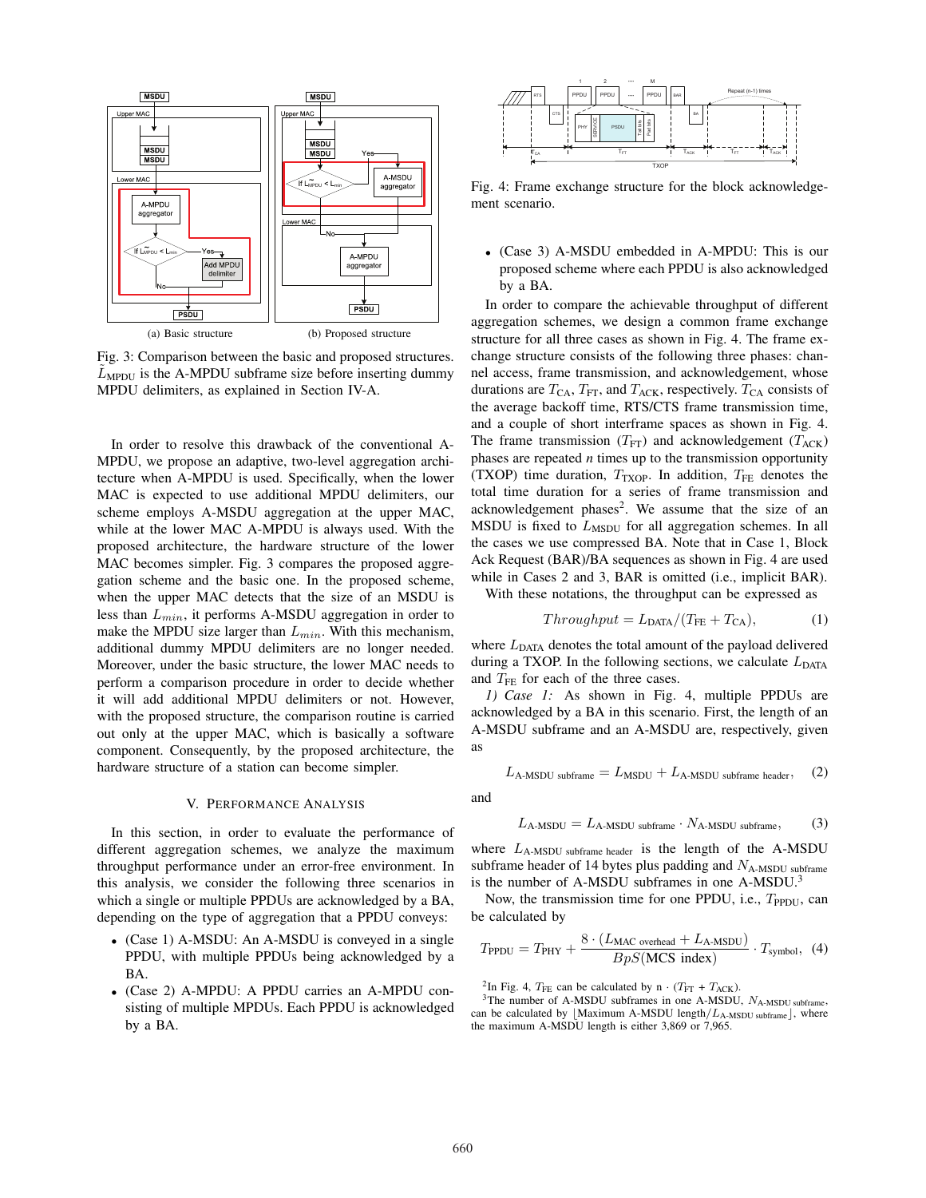(a) Basic structure (b) Proposed structure

Fig. 3: Comparison between the basic and proposed structures. $\tilde{L}_{\text{MPDU}}$ is the A-MPDU subframe size before inserting dummy MPDU delimiters, as explained in Section IV-A.

In order to resolve this drawback of the conventional A-MPDU, we propose an adaptive, two-level aggregation architecture when A-MPDU is used. Specifically, when the lower MAC is expected to use additional MPDU delimiters, our scheme employs A-MSDU aggregation at the upper MAC, while at the lower MAC A-MPDU is always used. With the proposed architecture, the hardware structure of the lower MAC becomes simpler. Fig. 3 compares the proposed aggregation scheme and the basic one. In the proposed scheme, when the upper MAC detects that the size of an MSDU is less than $L_{min}$, it performs A-MSDU aggregation in order to make the MPDU size larger than $L_{min}$. With this mechanism, additional dummy MPDU delimiters are no longer needed. Moreover, under the basic structure, the lower MAC needs to perform a comparison procedure in order to decide whether it will add additional MPDU delimiters or not. However, with the proposed structure, the comparison routine is carried out only at the upper MAC, which is basically a software component. Consequently, by the proposed architecture, the hardware structure of a station can become simpler.

## V. Performance Analysis

In this section, in order to evaluate the performance of different aggregation schemes, we analyze the maximum throughput performance under an error-free environment. In this analysis, we consider the following three scenarios in which a single or multiple PPDUs are acknowledged by a BA, depending on the type of aggregation that a PPDU conveys:

- (Case 1) A-MSDU: An A-MSDU is conveyed in a single PPDU, with multiple PPDUs being acknowledged by a BA.
- (Case 2) A-MPDU: A PPDU carries an A-MPDU consisting of multiple MPDUs. Each PPDU is acknowledged by a BA.

Fig. 4: Frame exchange structure for the block acknowledgement scenario.

- (Case 3) A-MSDU embedded in A-MPDU: This is our proposed scheme where each PPDU is also acknowledged by a BA.

In order to compare the achievable throughput of different aggregation schemes, we design a common frame exchange structure for all three cases as shown in Fig. 4. The frame exchange structure consists of the following three phases: channel access, frame transmission, and acknowledgement, whose durations are $T_{\text{CA}}$, $T_{\text{FT}}$, and $T_{\text{ACK}}$, respectively. $T_{\text{CA}}$ consists of the average backoff time, RTS/CTS frame transmission time, and a couple of short interframe spaces as shown in Fig. 4. The frame transmission ($T_{\text{FT}}$) and acknowledgement ($T_{\text{ACK}}$) phases are repeated *n* times up to the transmission opportunity (TXOP) time duration, $T_{\text{TXOP}}$. In addition, $T_{\text{FE}}$ denotes the total time duration for a series of frame transmission and acknowledgement phases[2]. We assume that the size of an MSDU is fixed to $L_{\text{MSDU}}$ for all aggregation schemes. In all the cases we use compressed BA. Note that in Case 1, Block Ack Request (BAR)/BA sequences as shown in Fig. 4 are used while in Cases 2 and 3, BAR is omitted (i.e., implicit BAR).

With these notations, the throughput can be expressed as

$$Throughput = L_{\text{DATA}}/(T_{\text{FE}} + T_{\text{CA}}), \tag{1}$$

where $L_{\text{DATA}}$ denotes the total amount of the payload delivered during a TXOP. In the following sections, we calculate $L_{\text{DATA}}$ and $T_{\text{FE}}$ for each of the three cases.

*1) Case 1:* As shown in Fig. 4, multiple PPDUs are acknowledged by a BA in this scenario. First, the length of an A-MSDU subframe and an A-MSDU are, respectively, given as

$$L_{\text{A-MSDU subframe}} = L_{\text{MSDU}} + L_{\text{A-MSDU subframe header}}, \tag{2}$$

and

$$L_{\text{A-MSDU}} = L_{\text{A-MSDU subframe}} \cdot N_{\text{A-MSDU subframe}}, \tag{3}$$

where $L_{\text{A-MSDU subframe header}}$ is the length of the A-MSDU subframe header of 14 bytes plus padding and $N_{\text{A-MSDU subframe}}$ is the number of A-MSDU subframes in one A-MSDU.[3]

Now, the transmission time for one PPDU, i.e., $T_{\text{PPDU}}$, can be calculated by

$$T_{\text{PPDU}} = T_{\text{PHY}} + \frac{8 \cdot (L_{\text{MAC overhead}} + L_{\text{A-MSDU}})}{BpS(\text{MCS index})} \cdot T_{\text{symbol}}, \tag{4}$$

[2] In Fig. 4, $T_{\text{FE}}$ can be calculated by n $\cdot$ ($T_{\text{FT}}$ + $T_{\text{ACK}}$).

[3] The number of A-MSDU subframes in one A-MSDU, $N_{\text{A-MSDU subframe}}$, can be calculated by $\lfloor$Maximum A-MSDU length$/L_{\text{A-MSDU subframe}}\rfloor$, where the maximum A-MSDU length is either 3,869 or 7,965.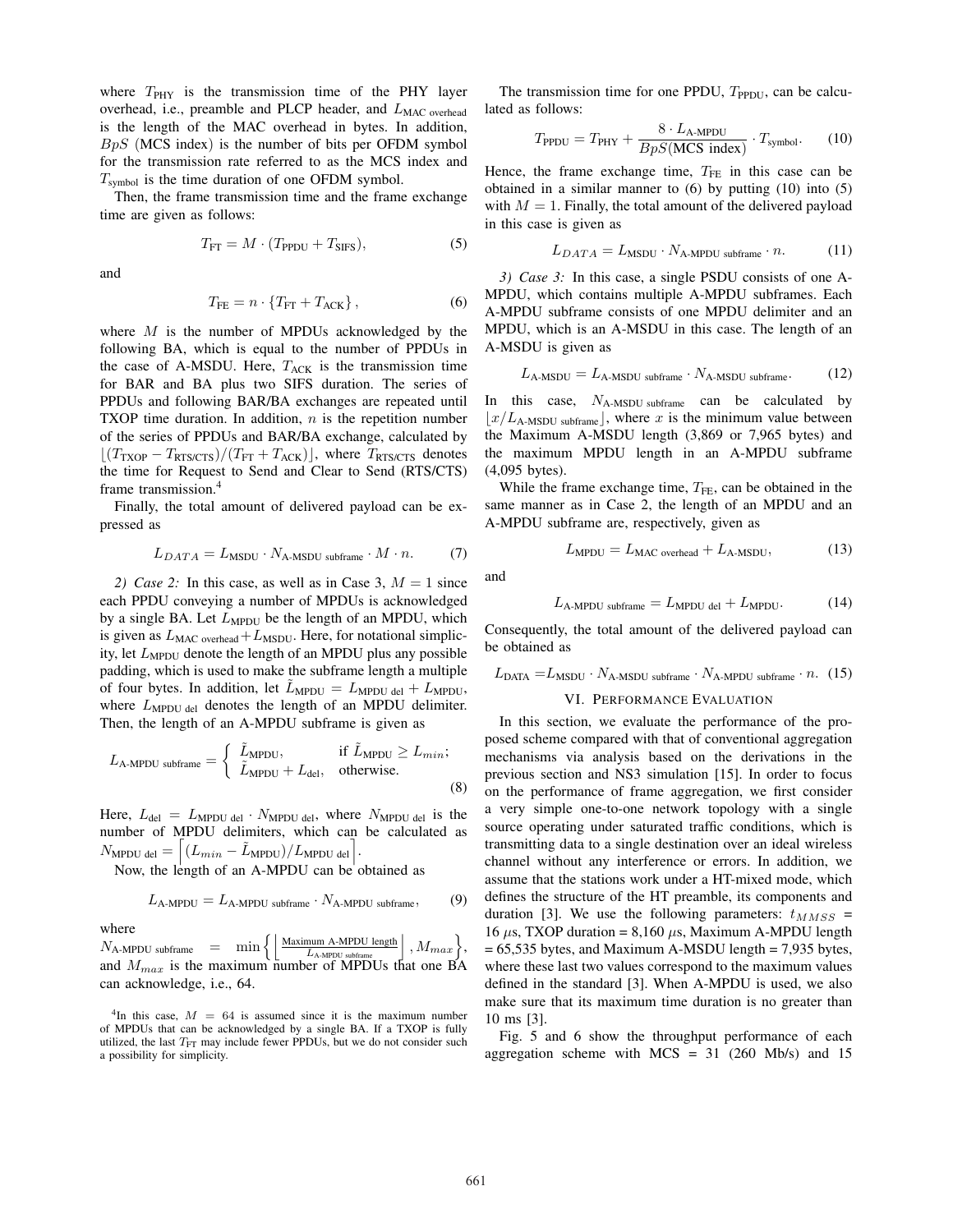where $T_{\text{PHY}}$ is the transmission time of the PHY layer overhead, i.e., preamble and PLCP header, and $L_{\text{MAC overhead}}$ is the length of the MAC overhead in bytes. In addition, $BpS$ (MCS index) is the number of bits per OFDM symbol for the transmission rate referred to as the MCS index and $T_{\text{symbol}}$ is the time duration of one OFDM symbol.

Then, the frame transmission time and the frame exchange time are given as follows:

$$T_{\text{FT}} = M \cdot (T_{\text{PPDU}} + T_{\text{SIFS}}), \tag{5}$$

and

$$T_{\text{FE}} = n \cdot \{T_{\text{FT}} + T_{\text{ACK}}\}, \tag{6}$$

where $M$ is the number of MPDUs acknowledged by the following BA, which is equal to the number of PPDUs in the case of A-MSDU. Here, $T_{\text{ACK}}$ is the transmission time for BAR and BA plus two SIFS duration. The series of PPDUs and following BAR/BA exchanges are repeated until TXOP time duration. In addition, $n$ is the repetition number of the series of PPDUs and BAR/BA exchange, calculated by $\lfloor (T_{\text{TXOP}} - T_{\text{RTS/CTS}})/(T_{\text{FT}} + T_{\text{ACK}}) \rfloor$, where $T_{\text{RTS/CTS}}$ denotes the time for Request to Send and Clear to Send (RTS/CTS) frame transmission.[4]

Finally, the total amount of delivered payload can be expressed as

$$L_{DATA} = L_{\text{MSDU}} \cdot N_{\text{A-MSDU subframe}} \cdot M \cdot n. \tag{7}$$

*2) Case 2:* In this case, as well as in Case 3, $M = 1$ since each PPDU conveying a number of MPDUs is acknowledged by a single BA. Let $L_{\text{MPDU}}$ be the length of an MPDU, which is given as $L_{\text{MAC overhead}} + L_{\text{MSDU}}$. Here, for notational simplicity, let $L_{\text{MPDU}}$ denote the length of an MPDU plus any possible padding, which is used to make the subframe length a multiple of four bytes. In addition, let $\tilde{L}_{\text{MPDU}} = L_{\text{MPDU del}} + L_{\text{MPDU}}$, where $L_{\text{MPDU del}}$ denotes the length of an MPDU delimiter. Then, the length of an A-MPDU subframe is given as

$$L_{\text{A-MPDU subframe}} = \begin{cases} \tilde{L}_{\text{MPDU}}, & \text{if } \tilde{L}_{\text{MPDU}} \geq L_{min}; \\ \tilde{L}_{\text{MPDU}} + L_{\text{del}}, & \text{otherwise}. \end{cases} \tag{8}$$

Here, $L_{\text{del}} = L_{\text{MPDU del}} \cdot N_{\text{MPDU del}}$, where $N_{\text{MPDU del}}$ is the number of MPDU delimiters, which can be calculated as $N_{\text{MPDU del}} = \left\lceil (L_{min} - \tilde{L}_{\text{MPDU}})/L_{\text{MPDU del}} \right\rceil$.

Now, the length of an A-MPDU can be obtained as

$$L_{\text{A-MPDU}} = L_{\text{A-MPDU subframe}} \cdot N_{\text{A-MPDU subframe}}, \tag{9}$$

where $N_{\text{A-MPDU subframe}} = \min\left\{ \left\lfloor \frac{\text{Maximum A-MPDU length}}{L_{\text{A-MPDU subframe}}} \right\rfloor, M_{max} \right\}$, and $M_{max}$ is the maximum number of MPDUs that one BA can acknowledge, i.e., 64.

The transmission time for one PPDU, $T_{\text{PPDU}}$, can be calculated as follows:

$$T_{\text{PPDU}} = T_{\text{PHY}} + \frac{8 \cdot L_{\text{A-MPDU}}}{BpS(\text{MCS index})} \cdot T_{\text{symbol}}. \tag{10}$$

Hence, the frame exchange time, $T_{\text{FE}}$ in this case can be obtained in a similar manner to (6) by putting (10) into (5) with $M = 1$. Finally, the total amount of the delivered payload in this case is given as

$$L_{DATA} = L_{\text{MSDU}} \cdot N_{\text{A-MPDU subframe}} \cdot n. \tag{11}$$

*3) Case 3:* In this case, a single PSDU consists of one A-MPDU, which contains multiple A-MPDU subframes. Each A-MPDU subframe consists of one MPDU delimiter and an MPDU, which is an A-MSDU in this case. The length of an A-MSDU is given as

$$L_{\text{A-MSDU}} = L_{\text{A-MSDU subframe}} \cdot N_{\text{A-MSDU subframe}}. \tag{12}$$

In this case, $N_{\text{A-MSDU subframe}}$ can be calculated by $\lfloor x/L_{\text{A-MSDU subframe}} \rfloor$, where $x$ is the minimum value between the Maximum A-MSDU length (3,869 or 7,965 bytes) and the maximum MPDU length in an A-MPDU subframe (4,095 bytes).

While the frame exchange time, $T_{\text{FE}}$, can be obtained in the same manner as in Case 2, the length of an MPDU and an A-MPDU subframe are, respectively, given as

$$L_{\text{MPDU}} = L_{\text{MAC overhead}} + L_{\text{A-MSDU}}, \tag{13}$$

and

$$L_{\text{A-MPDU subframe}} = L_{\text{MPDU del}} + L_{\text{MPDU}}. \tag{14}$$

Consequently, the total amount of the delivered payload can be obtained as

$$L_{\text{DATA}} = L_{\text{MSDU}} \cdot N_{\text{A-MSDU subframe}} \cdot N_{\text{A-MPDU subframe}} \cdot n. \tag{15}$$

## VI. Performance Evaluation

In this section, we evaluate the performance of the proposed scheme compared with that of conventional aggregation mechanisms via analysis based on the derivations in the previous section and NS3 simulation [15]. In order to focus on the performance of frame aggregation, we first consider a very simple one-to-one network topology with a single source operating under saturated traffic conditions, which is transmitting data to a single destination over an ideal wireless channel without any interference or errors. In addition, we assume that the stations work under a HT-mixed mode, which defines the structure of the HT preamble, its components and duration [3]. We use the following parameters: $t_{MMSS}$ = 16 $\mu$s, TXOP duration = 8,160 $\mu$s, Maximum A-MPDU length = 65,535 bytes, and Maximum A-MSDU length = 7,935 bytes, where these last two values correspond to the maximum values defined in the standard [3]. When A-MPDU is used, we also make sure that its maximum time duration is no greater than 10 ms [3].

Fig. 5 and 6 show the throughput performance of each aggregation scheme with MCS = 31 (260 Mb/s) and 15

---

[4] In this case, $M = 64$ is assumed since it is the maximum number of MPDUs that can be acknowledged by a single BA. If a TXOP is fully utilized, the last $T_{\text{FT}}$ may include fewer PPDUs, but we do not consider such a possibility for simplicity.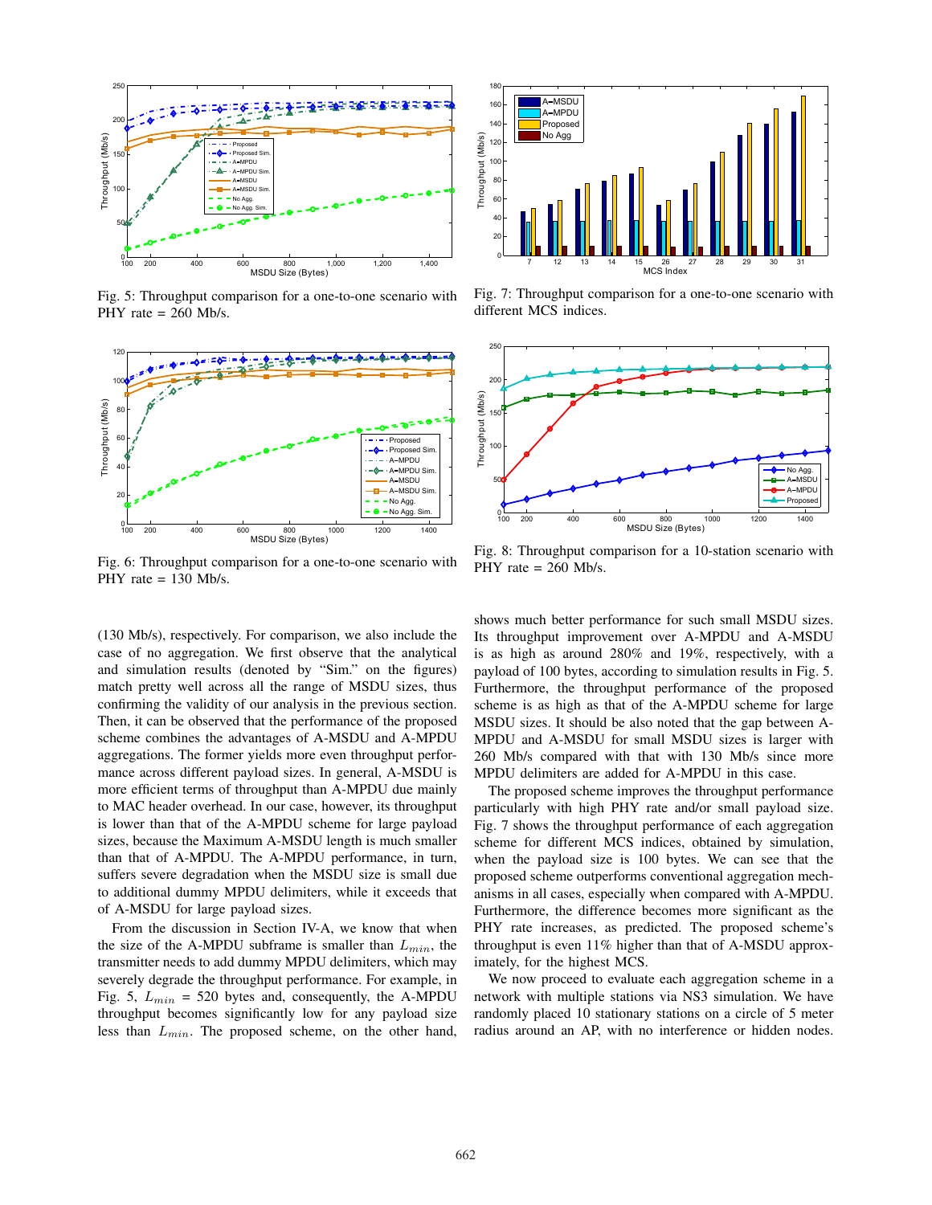Fig. 5: Throughput comparison for a one-to-one scenario with PHY rate = 260 Mb/s.

Fig. 6: Throughput comparison for a one-to-one scenario with PHY rate = 130 Mb/s.

Fig. 7: Throughput comparison for a one-to-one scenario with different MCS indices.

Fig. 8: Throughput comparison for a 10-station scenario with PHY rate = 260 Mb/s.

(130 Mb/s), respectively. For comparison, we also include the case of no aggregation. We first observe that the analytical and simulation results (denoted by "Sim." on the figures) match pretty well across all the range of MSDU sizes, thus confirming the validity of our analysis in the previous section. Then, it can be observed that the performance of the proposed scheme combines the advantages of A-MSDU and A-MPDU aggregations. The former yields more even throughput performance across different payload sizes. In general, A-MSDU is more efficient terms of throughput than A-MPDU due mainly to MAC header overhead. In our case, however, its throughput is lower than that of the A-MPDU scheme for large payload sizes, because the Maximum A-MSDU length is much smaller than that of A-MPDU. The A-MPDU performance, in turn, suffers severe degradation when the MSDU size is small due to additional dummy MPDU delimiters, while it exceeds that of A-MSDU for large payload sizes.

From the discussion in Section IV-A, we know that when the size of the A-MPDU subframe is smaller than $L_{min}$, the transmitter needs to add dummy MPDU delimiters, which may severely degrade the throughput performance. For example, in Fig. 5, $L_{min}$ = 520 bytes and, consequently, the A-MPDU throughput becomes significantly low for any payload size less than $L_{min}$. The proposed scheme, on the other hand, shows much better performance for such small MSDU sizes. Its throughput improvement over A-MPDU and A-MSDU is as high as around 280% and 19%, respectively, with a payload of 100 bytes, according to simulation results in Fig. 5. Furthermore, the throughput performance of the proposed scheme is as high as that of the A-MPDU scheme for large MSDU sizes. It should be also noted that the gap between A-MPDU and A-MSDU for small MSDU sizes is larger with 260 Mb/s compared with that with 130 Mb/s since more MPDU delimiters are added for A-MPDU in this case.

The proposed scheme improves the throughput performance particularly with high PHY rate and/or small payload size. Fig. 7 shows the throughput performance of each aggregation scheme for different MCS indices, obtained by simulation, when the payload size is 100 bytes. We can see that the proposed scheme outperforms conventional aggregation mechanisms in all cases, especially when compared with A-MPDU. Furthermore, the difference becomes more significant as the PHY rate increases, as predicted. The proposed scheme's throughput is even 11% higher than that of A-MSDU approximately, for the highest MCS.

We now proceed to evaluate each aggregation scheme in a network with multiple stations via NS3 simulation. We have randomly placed 10 stationary stations on a circle of 5 meter radius around an AP, with no interference or hidden nodes.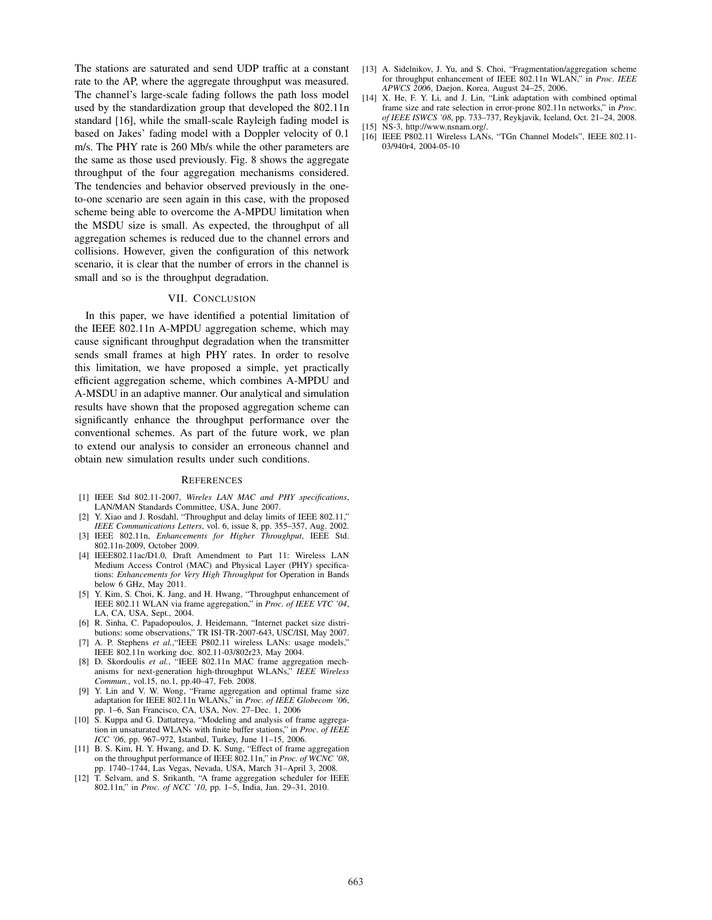The stations are saturated and send UDP traffic at a constant rate to the AP, where the aggregate throughput was measured. The channel's large-scale fading follows the path loss model used by the standardization group that developed the 802.11n standard [16], while the small-scale Rayleigh fading model is based on Jakes' fading model with a Doppler velocity of 0.1 m/s. The PHY rate is 260 Mb/s while the other parameters are the same as those used previously. Fig. 8 shows the aggregate throughput of the four aggregation mechanisms considered. The tendencies and behavior observed previously in the one-to-one scenario are seen again in this case, with the proposed scheme being able to overcome the A-MPDU limitation when the MSDU size is small. As expected, the throughput of all aggregation schemes is reduced due to the channel errors and collisions. However, given the configuration of this network scenario, it is clear that the number of errors in the channel is small and so is the throughput degradation.

## VII. Conclusion

In this paper, we have identified a potential limitation of the IEEE 802.11n A-MPDU aggregation scheme, which may cause significant throughput degradation when the transmitter sends small frames at high PHY rates. In order to resolve this limitation, we have proposed a simple, yet practically efficient aggregation scheme, which combines A-MPDU and A-MSDU in an adaptive manner. Our analytical and simulation results have shown that the proposed aggregation scheme can significantly enhance the throughput performance over the conventional schemes. As part of the future work, we plan to extend our analysis to consider an erroneous channel and obtain new simulation results under such conditions.

## References

[1] IEEE Std 802.11-2007, *Wireles LAN MAC and PHY specifications*, LAN/MAN Standards Committee, USA, June 2007.

[2] Y. Xiao and J. Rosdahl, "Throughput and delay limits of IEEE 802.11," *IEEE Communications Letters*, vol. 6, issue 8, pp. 355–357, Aug. 2002.

[3] IEEE 802.11n, *Enhancements for Higher Throughput*, IEEE Std. 802.11n-2009, October 2009.

[4] IEEE802.11ac/D1.0, Draft Amendment to Part 11: Wireless LAN Medium Access Control (MAC) and Physical Layer (PHY) specifications: *Enhancements for Very High Throughput* for Operation in Bands below 6 GHz, May 2011.

[5] Y. Kim, S. Choi, K. Jang, and H. Hwang, "Throughput enhancement of IEEE 802.11 WLAN via frame aggregation," in *Proc. of IEEE VTC '04*, LA, CA, USA, Sept., 2004.

[6] R. Sinha, C. Papadopoulos, J. Heidemann, "Internet packet size distributions: some observations," TR ISI-TR-2007-643, USC/ISI, May 2007.

[7] A. P. Stephens *et al.*,"IEEE P802.11 wireless LANs: usage models," IEEE 802.11n working doc. 802.11-03/802r23, May 2004.

[8] D. Skordoulis *et al.*, "IEEE 802.11n MAC frame aggregation mechanisms for next-generation high-throughput WLANs," *IEEE Wireless Commun.*, vol.15, no.1, pp.40–47, Feb. 2008.

[9] Y. Lin and V. W. Wong, "Frame aggregation and optimal frame size adaptation for IEEE 802.11n WLANs," in *Proc. of IEEE Globecom '06*, pp. 1–6, San Francisco, CA, USA, Nov. 27–Dec. 1, 2006

[10] S. Kuppa and G. Dattatreya, "Modeling and analysis of frame aggregation in unsaturated WLANs with finite buffer stations," in *Proc. of IEEE ICC '06*, pp. 967–972, Istanbul, Turkey, June 11–15, 2006.

[11] B. S. Kim, H. Y. Hwang, and D. K. Sung, "Effect of frame aggregation on the throughput performance of IEEE 802.11n," in *Proc. of WCNC '08*, pp. 1740–1744, Las Vegas, Nevada, USA, March 31–April 3, 2008.

[12] T. Selvam, and S. Srikanth, "A frame aggregation scheduler for IEEE 802.11n," in *Proc. of NCC '10*, pp. 1–5, India, Jan. 29–31, 2010.

[13] A. Sidelnikov, J. Yu, and S. Choi, "Fragmentation/aggregation scheme for throughput enhancement of IEEE 802.11n WLAN," in *Proc. IEEE APWCS 2006*, Daejon, Korea, August 24–25, 2006.

[14] X. He, F. Y. Li, and J. Lin, "Link adaptation with combined optimal frame size and rate selection in error-prone 802.11n networks," in *Proc. of IEEE ISWCS '08*, pp. 733–737, Reykjavik, Iceland, Oct. 21–24, 2008.

[15] NS-3, http://www.nsnam.org/.

[16] IEEE P802.11 Wireless LANs, "TGn Channel Models", IEEE 802.11-03/940r4, 2004-05-10